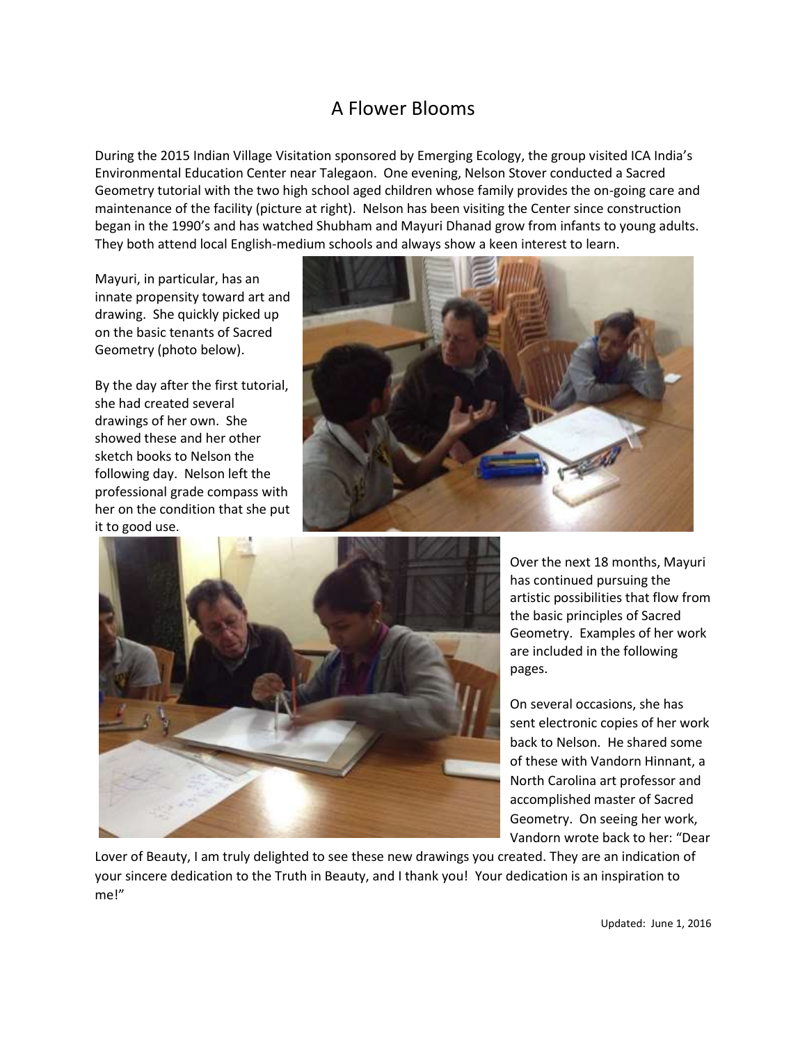# A Flower Blooms

During the 2015 Indian Village Visitation sponsored by Emerging Ecology, the group visited ICA India's Environmental Education Center near Talegaon. One evening, Nelson Stover conducted a Sacred Geometry tutorial with the two high school aged children whose family provides the on-going care and maintenance of the facility (picture at right). Nelson has been visiting the Center since construction began in the 1990's and has watched Shubham and Mayuri Dhanad grow from infants to young adults. They both attend local English-medium schools and always show a keen interest to learn.

Mayuri, in particular, has an innate propensity toward art and drawing. She quickly picked up on the basic tenants of Sacred Geometry (photo below).

By the day after the first tutorial, she had created several drawings of her own. She showed these and her other sketch books to Nelson the following day. Nelson left the professional grade compass with her on the condition that she put it to good use.

Over the next 18 months, Mayuri has continued pursuing the artistic possibilities that flow from the basic principles of Sacred Geometry. Examples of her work are included in the following pages.

On several occasions, she has sent electronic copies of her work back to Nelson. He shared some of these with Vandorn Hinnant, a North Carolina art professor and accomplished master of Sacred Geometry. On seeing her work, Vandorn wrote back to her: "Dear Lover of Beauty, I am truly delighted to see these new drawings you created. They are an indication of your sincere dedication to the Truth in Beauty, and I thank you! Your dedication is an inspiration to me!"

Updated: June 1, 2016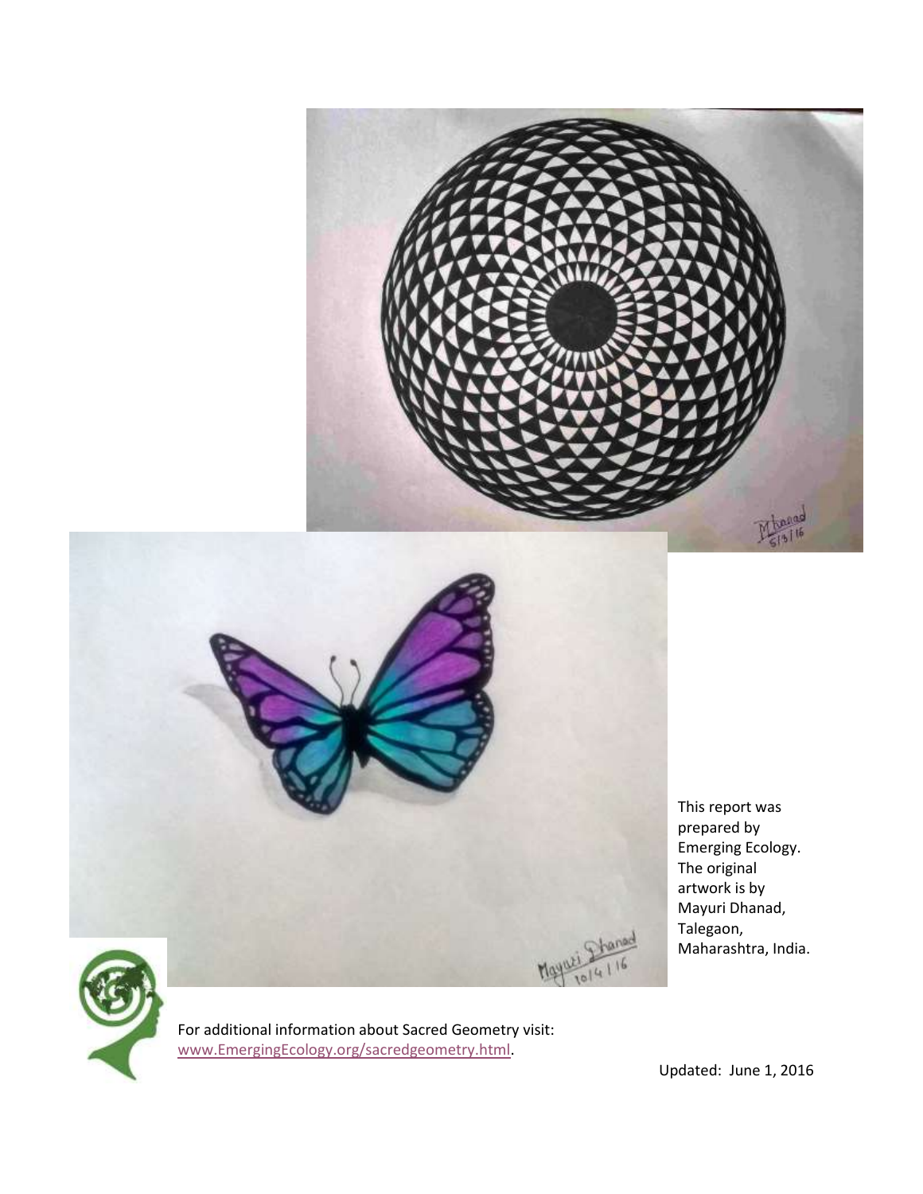This report was prepared by Emerging Ecology. The original artwork is by Mayuri Dhanad, Talegaon, Maharashtra, India.

For additional information about Sacred Geometry visit: [www.EmergingEcology.org/sacredgeometry.html](http://www.EmergingEcology.org/sacredgeometry.html).

Updated: June 1, 2016